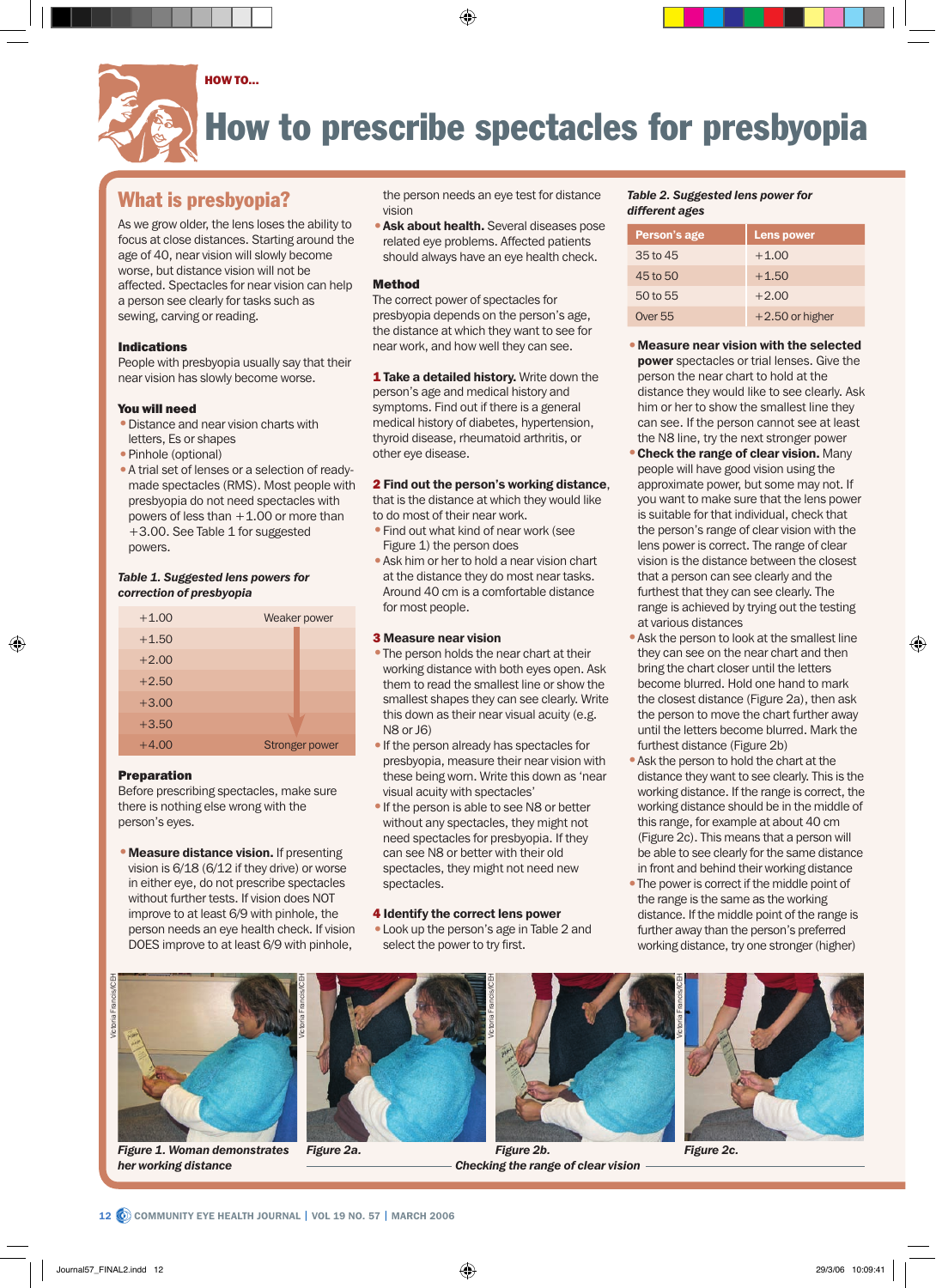HOW TO...

# How to prescribe spectacles for presbyopia

## What is presbyopia?

As we grow older, the lens loses the ability to focus at close distances. Starting around the age of 40, near vision will slowly become worse, but distance vision will not be affected. Spectacles for near vision can help a person see clearly for tasks such as sewing, carving or reading.

### Indications

People with presbyopia usually say that their near vision has slowly become worse.

### You will need

- Distance and near vision charts with letters, Es or shapes
- Pinhole (optional)
- A trial set of lenses or a selection of ready-made spectacles (RMS). Most people with presbyopia do not need spectacles with powers of less than +1.00 or more than +3.00. See Table 1 for suggested powers.

*Table 1. Suggested lens powers for correction of presbyopia*

| | |
|---|---|
| +1.00 | Weaker power |
| +1.50 | |
| +2.00 | |
| +2.50 | |
| +3.00 | |
| +3.50 | |
| +4.00 | Stronger power |

### Preparation

Before prescribing spectacles, make sure there is nothing else wrong with the person's eyes.

- **Measure distance vision.** If presenting vision is 6/18 (6/12 if they drive) or worse in either eye, do not prescribe spectacles without further tests. If vision does NOT improve to at least 6/9 with pinhole, the person needs an eye health check. If vision DOES improve to at least 6/9 with pinhole, the person needs an eye test for distance vision
- **Ask about health.** Several diseases pose related eye problems. Affected patients should always have an eye health check.

### Method

The correct power of spectacles for presbyopia depends on the person's age, the distance at which they want to see for near work, and how well they can see.

**1 Take a detailed history.** Write down the person's age and medical history and symptoms. Find out if there is a general medical history of diabetes, hypertension, thyroid disease, rheumatoid arthritis, or other eye disease.

**2 Find out the person's working distance**, that is the distance at which they would like to do most of their near work.

- Find out what kind of near work (see Figure 1) the person does
- Ask him or her to hold a near vision chart at the distance they do most near tasks. Around 40 cm is a comfortable distance for most people.

**3 Measure near vision**

- The person holds the near chart at their working distance with both eyes open. Ask them to read the smallest line or show the smallest shapes they can see clearly. Write this down as their near visual acuity (e.g. N8 or J6)
- If the person already has spectacles for presbyopia, measure their near vision with these being worn. Write this down as 'near visual acuity with spectacles'
- If the person is able to see N8 or better without any spectacles, they might not need spectacles for presbyopia. If they can see N8 or better with their old spectacles, they might not need new spectacles.

**4 Identify the correct lens power**

- Look up the person's age in Table 2 and select the power to try first.

*Table 2. Suggested lens power for different ages*

| Person's age | Lens power |
|---|---|
| 35 to 45 | +1.00 |
| 45 to 50 | +1.50 |
| 50 to 55 | +2.00 |
| Over 55 | +2.50 or higher |

- **Measure near vision with the selected power** spectacles or trial lenses. Give the person the near chart to hold at the distance they would like to see clearly. Ask him or her to show the smallest line they can see. If the person cannot see at least the N8 line, try the next stronger power
- **Check the range of clear vision.** Many people will have good vision using the approximate power, but some may not. If you want to make sure that the lens power is suitable for that individual, check that the person's range of clear vision with the lens power is correct. The range of clear vision is the distance between the closest that a person can see clearly and the furthest that they can see clearly. The range is achieved by trying out the testing at various distances
- Ask the person to look at the smallest line they can see on the near chart and then bring the chart closer until the letters become blurred. Hold one hand to mark the closest distance (Figure 2a), then ask the person to move the chart further away until the letters become blurred. Mark the furthest distance (Figure 2b)
- Ask the person to hold the chart at the distance they want to see clearly. This is the working distance. If the range is correct, the working distance should be in the middle of this range, for example at about 40 cm (Figure 2c). This means that a person will be able to see clearly for the same distance in front and behind their working distance
- The power is correct if the middle point of the range is the same as the working distance. If the middle point of the range is further away than the person's preferred working distance, try one stronger (higher)

*Figure 1. Woman demonstrates her working distance*

*Figure 2a.* *Figure 2b.* *Figure 2c.*

*Checking the range of clear vision*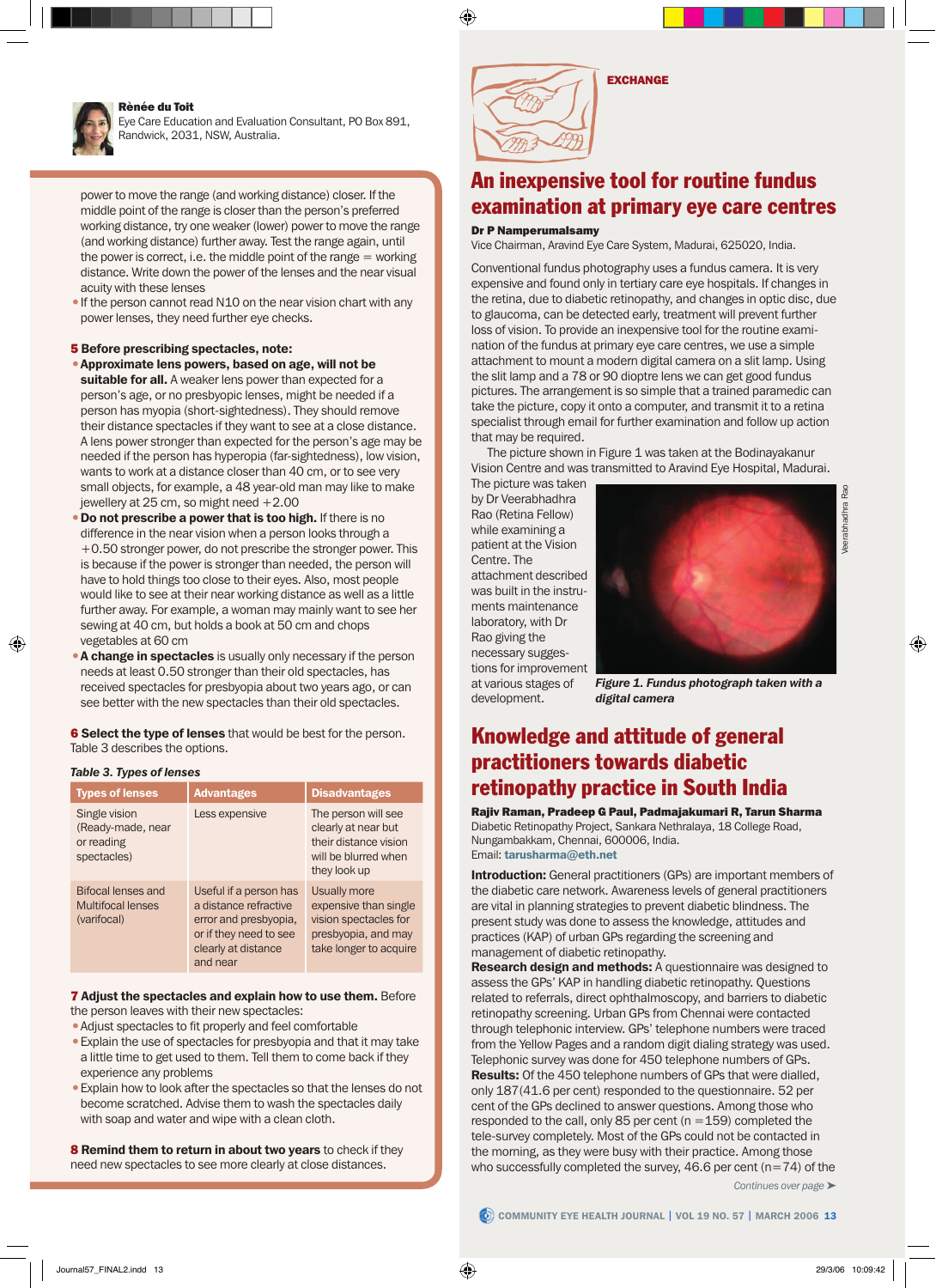Rènée du Toit
Eye Care Education and Evaluation Consultant, PO Box 891, Randwick, 2031, NSW, Australia.

power to move the range (and working distance) closer. If the middle point of the range is closer than the person's preferred working distance, try one weaker (lower) power to move the range (and working distance) further away. Test the range again, until the power is correct, i.e. the middle point of the range = working distance. Write down the power of the lenses and the near visual acuity with these lenses

- If the person cannot read N10 on the near vision chart with any power lenses, they need further eye checks.

**5 Before prescribing spectacles, note:**

- **Approximate lens powers, based on age, will not be suitable for all.** A weaker lens power than expected for a person's age, or no presbyopic lenses, might be needed if a person has myopia (short-sightedness). They should remove their distance spectacles if they want to see at a close distance. A lens power stronger than expected for the person's age may be needed if the person has hyperopia (far-sightedness), low vision, wants to work at a distance closer than 40 cm, or to see very small objects, for example, a 48 year-old man may like to make jewellery at 25 cm, so might need +2.00
- **Do not prescribe a power that is too high.** If there is no difference in the near vision when a person looks through a +0.50 stronger power, do not prescribe the stronger power. This is because if the power is stronger than needed, the person will have to hold things too close to their eyes. Also, most people would like to see at their near working distance as well as a little further away. For example, a woman may mainly want to see her sewing at 40 cm, but holds a book at 50 cm and chops vegetables at 60 cm
- **A change in spectacles** is usually only necessary if the person needs at least 0.50 stronger than their old spectacles, has received spectacles for presbyopia about two years ago, or can see better with the new spectacles than their old spectacles.

**6 Select the type of lenses** that would be best for the person. Table 3 describes the options.

*Table 3. Types of lenses*

| Types of lenses | Advantages | Disadvantages |
|---|---|---|
| Single vision (Ready-made, near or reading spectacles) | Less expensive | The person will see clearly at near but their distance vision will be blurred when they look up |
| Bifocal lenses and Multifocal lenses (varifocal) | Useful if a person has a distance refractive error and presbyopia, or if they need to see clearly at distance and near | Usually more expensive than single vision spectacles for presbyopia, and may take longer to acquire |

**7 Adjust the spectacles and explain how to use them.** Before the person leaves with their new spectacles:

- Adjust spectacles to fit properly and feel comfortable
- Explain the use of spectacles for presbyopia and that it may take a little time to get used to them. Tell them to come back if they experience any problems
- Explain how to look after the spectacles so that the lenses do not become scratched. Advise them to wash the spectacles daily with soap and water and wipe with a clean cloth.

**8 Remind them to return in about two years** to check if they need new spectacles to see more clearly at close distances.

EXCHANGE

# An inexpensive tool for routine fundus examination at primary eye care centres

**Dr P Namperumalsamy**
Vice Chairman, Aravind Eye Care System, Madurai, 625020, India.

Conventional fundus photography uses a fundus camera. It is very expensive and found only in tertiary care eye hospitals. If changes in the retina, due to diabetic retinopathy, and changes in optic disc, due to glaucoma, can be detected early, treatment will prevent further loss of vision. To provide an inexpensive tool for the routine examination of the fundus at primary eye care centres, we use a simple attachment to mount a modern digital camera on a slit lamp. Using the slit lamp and a 78 or 90 dioptre lens we can get good fundus pictures. The arrangement is so simple that a trained paramedic can take the picture, copy it onto a computer, and transmit it to a retina specialist through email for further examination and follow up action that may be required.

The picture shown in Figure 1 was taken at the Bodinayakanur Vision Centre and was transmitted to Aravind Eye Hospital, Madurai. The picture was taken by Dr Veerabhadra Rao (Retina Fellow) while examining a patient at the Vision Centre. The attachment described was built in the instruments maintenance laboratory, with Dr Rao giving the necessary suggestions for improvement at various stages of development.

Veerabhadra Rao

*Figure 1. Fundus photograph taken with a digital camera*

# Knowledge and attitude of general practitioners towards diabetic retinopathy practice in South India

**Rajiv Raman, Pradeep G Paul, Padmajakumari R, Tarun Sharma**
Diabetic Retinopathy Project, Sankara Nethralaya, 18 College Road, Nungambakkam, Chennai, 600006, India.
Email: tarusharma@eth.net

**Introduction:** General practitioners (GPs) are important members of the diabetic care network. Awareness levels of general practitioners are vital in planning strategies to prevent diabetic blindness. The present study was done to assess the knowledge, attitudes and practices (KAP) of urban GPs regarding the screening and management of diabetic retinopathy.

**Research design and methods:** A questionnaire was designed to assess the GPs' KAP in handling diabetic retinopathy. Questions related to referrals, direct ophthalmoscopy, and barriers to diabetic retinopathy screening. Urban GPs from Chennai were contacted through telephonic interview. GPs' telephone numbers were traced from the Yellow Pages and a random digit dialing strategy was used. Telephonic survey was done for 450 telephone numbers of GPs.

**Results:** Of the 450 telephone numbers of GPs that were dialled, only 187(41.6 per cent) responded to the questionnaire. 52 per cent of the GPs declined to answer questions. Among those who responded to the call, only 85 per cent (n =159) completed the tele-survey completely. Most of the GPs could not be contacted in the morning, as they were busy with their practice. Among those who successfully completed the survey, 46.6 per cent (n=74) of the

*Continues over page ➤*